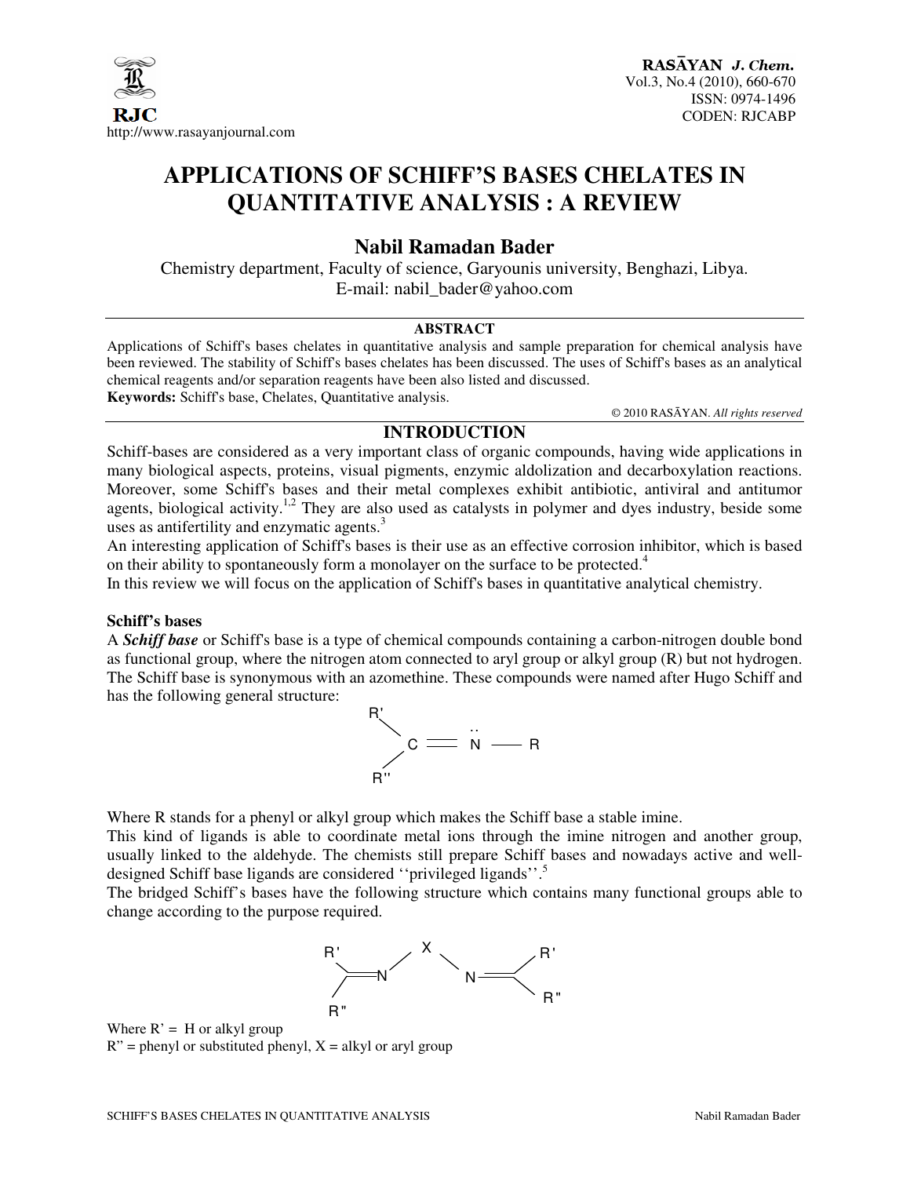# APPLICATIONS OF SCHIFF'S BASES CHELATES IN QUANTITATIVE ANALYSIS : A REVIEW

**Nabil Ramadan Bader**

Chemistry department, Faculty of science, Garyounis university, Benghazi, Libya.
E-mail: nabil_bader@yahoo.com

**ABSTRACT**

Applications of Schiff's bases chelates in quantitative analysis and sample preparation for chemical analysis have been reviewed. The stability of Schiff's bases chelates has been discussed. The uses of Schiff's bases as an analytical chemical reagents and/or separation reagents have been also listed and discussed.

**Keywords:** Schiff's base, Chelates, Quantitative analysis.

© 2010 RASĀYAN. *All rights reserved*

## INTRODUCTION

Schiff-bases are considered as a very important class of organic compounds, having wide applications in many biological aspects, proteins, visual pigments, enzymic aldolization and decarboxylation reactions. Moreover, some Schiff's bases and their metal complexes exhibit antibiotic, antiviral and antitumor agents, biological activity.[1,2] They are also used as catalysts in polymer and dyes industry, beside some uses as antifertility and enzymatic agents.[3]

An interesting application of Schiff's bases is their use as an effective corrosion inhibitor, which is based on their ability to spontaneously form a monolayer on the surface to be protected.[4]

In this review we will focus on the application of Schiff's bases in quantitative analytical chemistry.

### Schiff's bases

A ***Schiff base*** or Schiff's base is a type of chemical compounds containing a carbon-nitrogen double bond as functional group, where the nitrogen atom connected to aryl group or alkyl group (R) but not hydrogen. The Schiff base is synonymous with an azomethine. These compounds were named after Hugo Schiff and has the following general structure:

$$R'R''C=\ddot{N}-R$$

Where R stands for a phenyl or alkyl group which makes the Schiff base a stable imine.

This kind of ligands is able to coordinate metal ions through the imine nitrogen and another group, usually linked to the aldehyde. The chemists still prepare Schiff bases and nowadays active and well-designed Schiff base ligands are considered ''privileged ligands''.[5]

The bridged Schiff's bases have the following structure which contains many functional groups able to change according to the purpose required.

$$R'R''C=N-X-N=CR'R''$$

Where R' = H or alkyl group

R" = phenyl or substituted phenyl, X = alkyl or aryl group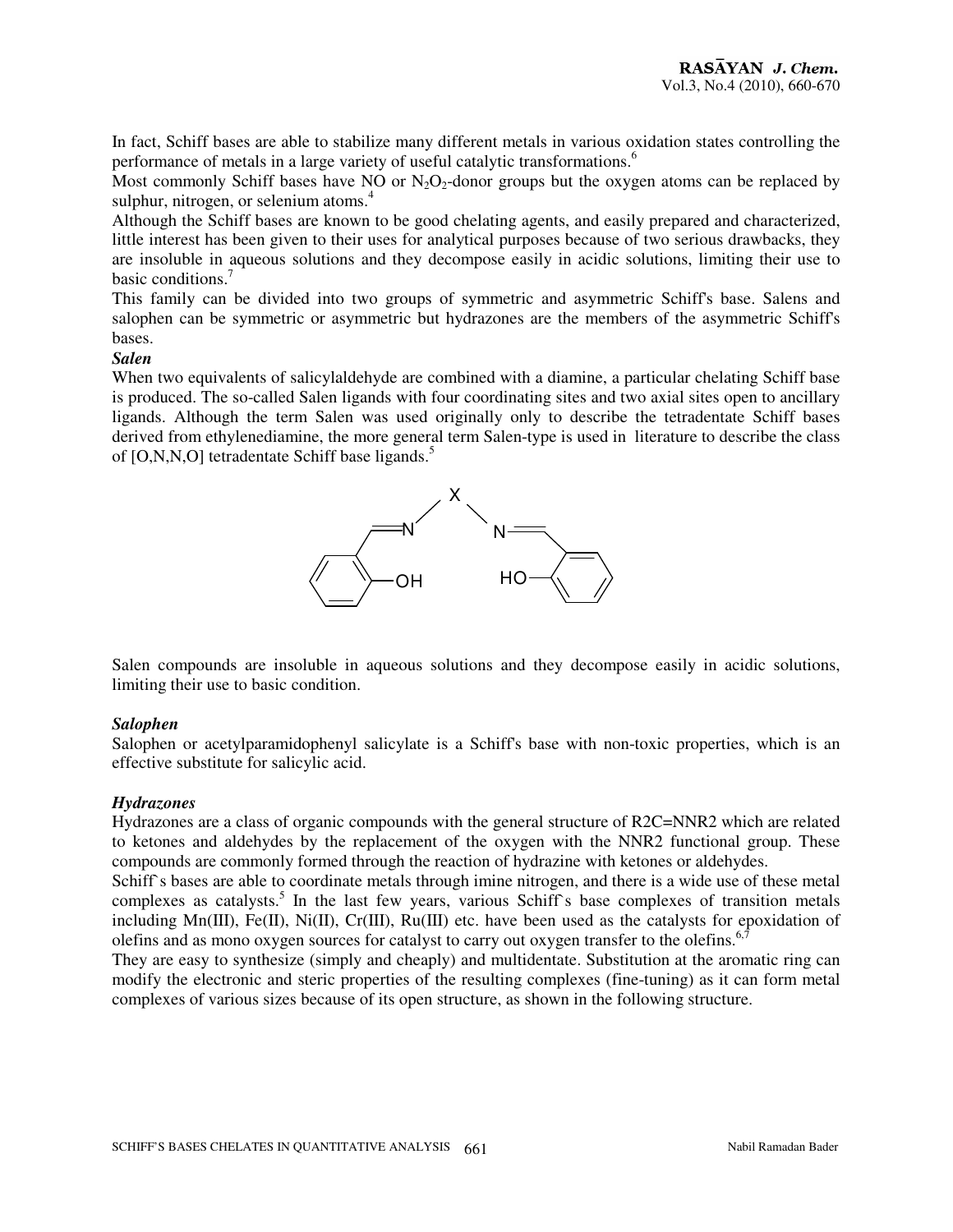In fact, Schiff bases are able to stabilize many different metals in various oxidation states controlling the performance of metals in a large variety of useful catalytic transformations.[6]

Most commonly Schiff bases have NO or $N_2O_2$-donor groups but the oxygen atoms can be replaced by sulphur, nitrogen, or selenium atoms.[4]

Although the Schiff bases are known to be good chelating agents, and easily prepared and characterized, little interest has been given to their uses for analytical purposes because of two serious drawbacks, they are insoluble in aqueous solutions and they decompose easily in acidic solutions, limiting their use to basic conditions.[7]

This family can be divided into two groups of symmetric and asymmetric Schiff's base. Salens and salophen can be symmetric or asymmetric but hydrazones are the members of the asymmetric Schiff's bases.

***Salen***

When two equivalents of salicylaldehyde are combined with a diamine, a particular chelating Schiff base is produced. The so-called Salen ligands with four coordinating sites and two axial sites open to ancillary ligands. Although the term Salen was used originally only to describe the tetradentate Schiff bases derived from ethylenediamine, the more general term Salen-type is used in literature to describe the class of [O,N,N,O] tetradentate Schiff base ligands.[5]

Salen compounds are insoluble in aqueous solutions and they decompose easily in acidic solutions, limiting their use to basic condition.

***Salophen***

Salophen or acetylparamidophenyl salicylate is a Schiff's base with non-toxic properties, which is an effective substitute for salicylic acid.

***Hydrazones***

Hydrazones are a class of organic compounds with the general structure of R2C=NNR2 which are related to ketones and aldehydes by the replacement of the oxygen with the NNR2 functional group. These compounds are commonly formed through the reaction of hydrazine with ketones or aldehydes.

Schiff`s bases are able to coordinate metals through imine nitrogen, and there is a wide use of these metal complexes as catalysts.[5] In the last few years, various Schiff`s base complexes of transition metals including Mn(III), Fe(II), Ni(II), Cr(III), Ru(III) etc. have been used as the catalysts for epoxidation of olefins and as mono oxygen sources for catalyst to carry out oxygen transfer to the olefins.[6,7]

They are easy to synthesize (simply and cheaply) and multidentate. Substitution at the aromatic ring can modify the electronic and steric properties of the resulting complexes (fine-tuning) as it can form metal complexes of various sizes because of its open structure, as shown in the following structure.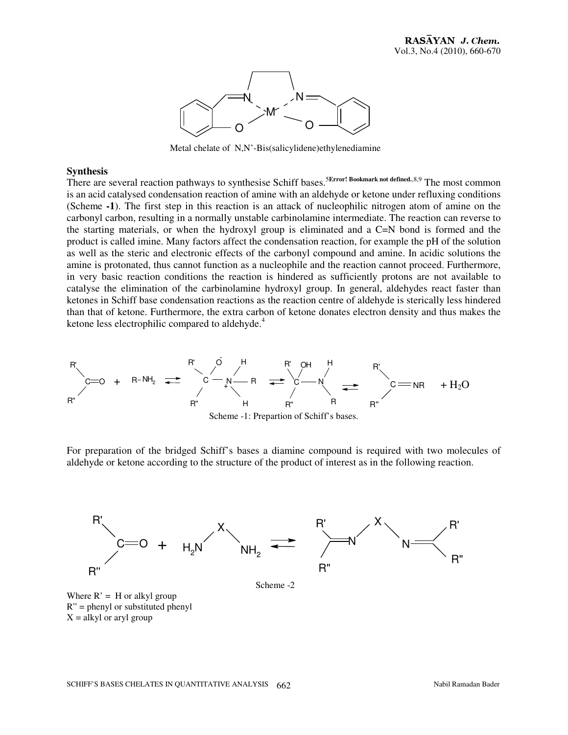Metal chelate of N,N'-Bis(salicylidene)ethylenediamine

### Synthesis

There are several reaction pathways to synthesise Schiff bases.[5Error! Bookmark not defined.,8,9] The most common is an acid catalysed condensation reaction of amine with an aldehyde or ketone under refluxing conditions (Scheme **-1**). The first step in this reaction is an attack of nucleophilic nitrogen atom of amine on the carbonyl carbon, resulting in a normally unstable carbinolamine intermediate. The reaction can reverse to the starting materials, or when the hydroxyl group is eliminated and a C=N bond is formed and the product is called imine. Many factors affect the condensation reaction, for example the pH of the solution as well as the steric and electronic effects of the carbonyl compound and amine. In acidic solutions the amine is protonated, thus cannot function as a nucleophile and the reaction cannot proceed. Furthermore, in very basic reaction conditions the reaction is hindered as sufficiently protons are not available to catalyse the elimination of the carbinolamine hydroxyl group. In general, aldehydes react faster than ketones in Schiff base condensation reactions as the reaction centre of aldehyde is sterically less hindered than that of ketone. Furthermore, the extra carbon of ketone donates electron density and thus makes the ketone less electrophilic compared to aldehyde.[4]

Scheme -1: Prepartion of Schiff's bases.

For preparation of the bridged Schiff's bases a diamine compound is required with two molecules of aldehyde or ketone according to the structure of the product of interest as in the following reaction.

Scheme -2

Where R' = H or alkyl group
R" = phenyl or substituted phenyl
X = alkyl or aryl group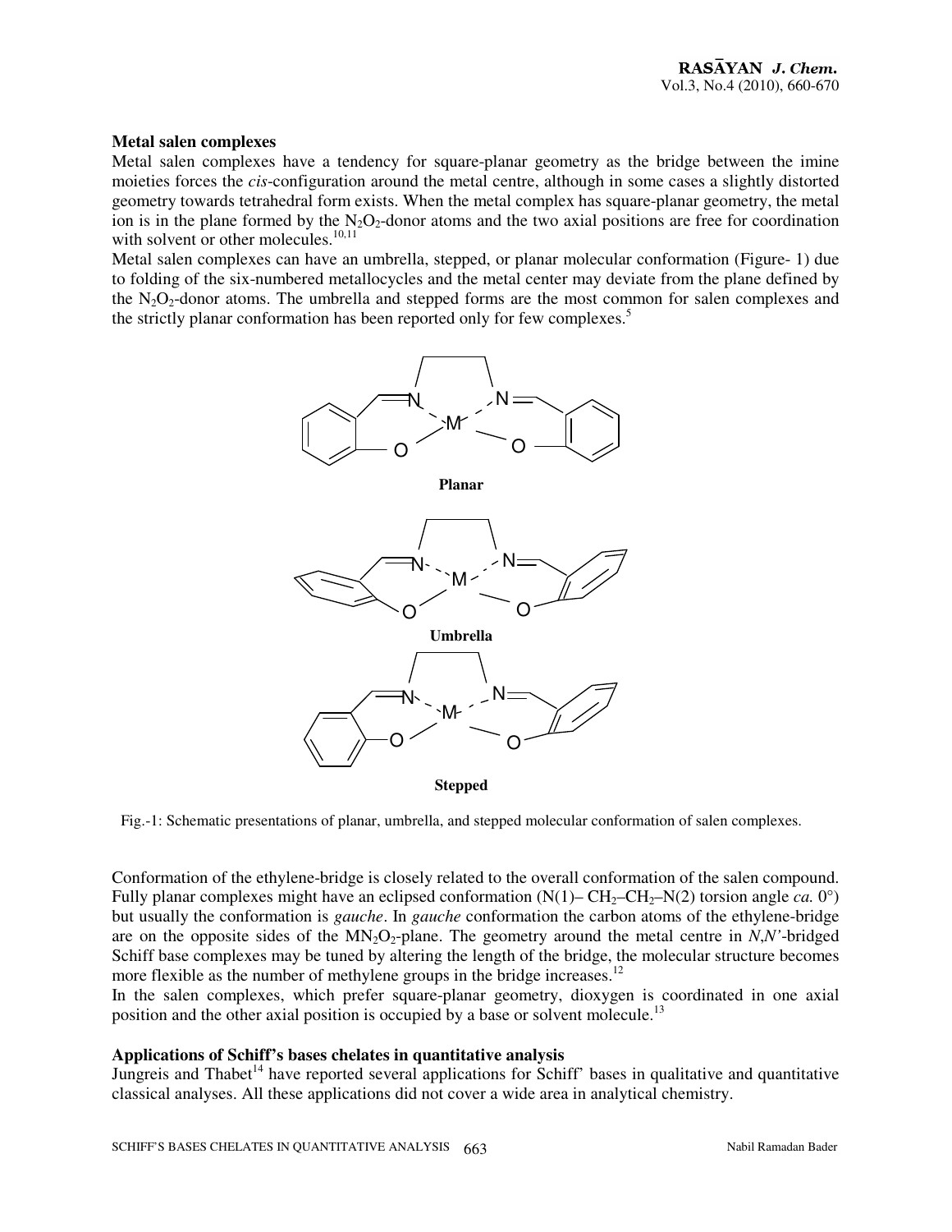**Metal salen complexes**

Metal salen complexes have a tendency for square-planar geometry as the bridge between the imine moieties forces the *cis*-configuration around the metal centre, although in some cases a slightly distorted geometry towards tetrahedral form exists. When the metal complex has square-planar geometry, the metal ion is in the plane formed by the $N_2O_2$-donor atoms and the two axial positions are free for coordination with solvent or other molecules.[10,11]

Metal salen complexes can have an umbrella, stepped, or planar molecular conformation (Figure- 1) due to folding of the six-numbered metallocycles and the metal center may deviate from the plane defined by the $N_2O_2$-donor atoms. The umbrella and stepped forms are the most common for salen complexes and the strictly planar conformation has been reported only for few complexes.[5]

**Planar**

**Umbrella**

**Stepped**

Fig.-1: Schematic presentations of planar, umbrella, and stepped molecular conformation of salen complexes.

Conformation of the ethylene-bridge is closely related to the overall conformation of the salen compound. Fully planar complexes might have an eclipsed conformation (N(1)– $CH_2$–$CH_2$–N(2) torsion angle *ca.* 0°) but usually the conformation is *gauche*. In *gauche* conformation the carbon atoms of the ethylene-bridge are on the opposite sides of the $MN_2O_2$-plane. The geometry around the metal centre in *N,N'*-bridged Schiff base complexes may be tuned by altering the length of the bridge, the molecular structure becomes more flexible as the number of methylene groups in the bridge increases.[12]

In the salen complexes, which prefer square-planar geometry, dioxygen is coordinated in one axial position and the other axial position is occupied by a base or solvent molecule.[13]

**Applications of Schiff's bases chelates in quantitative analysis**

Jungreis and Thabet[14] have reported several applications for Schiff' bases in qualitative and quantitative classical analyses. All these applications did not cover a wide area in analytical chemistry.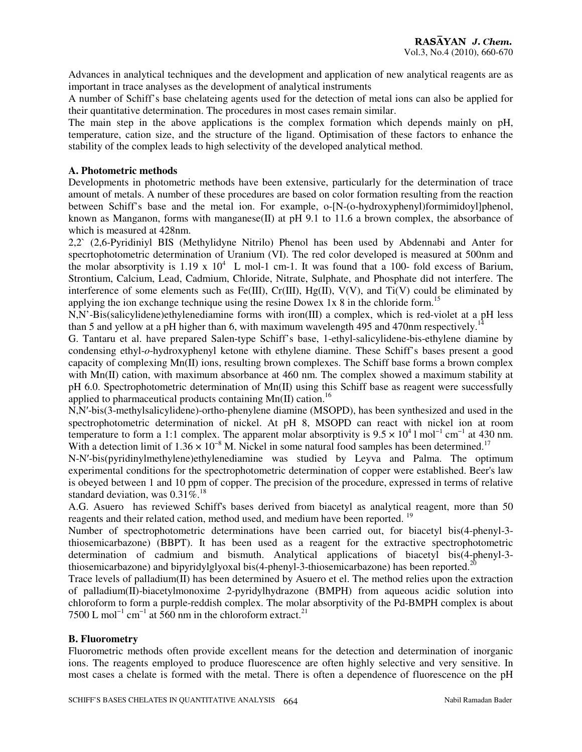Advances in analytical techniques and the development and application of new analytical reagents are as important in trace analyses as the development of analytical instruments

A number of Schiff's base chelateing agents used for the detection of metal ions can also be applied for their quantitative determination. The procedures in most cases remain similar.

The main step in the above applications is the complex formation which depends mainly on pH, temperature, cation size, and the structure of the ligand. Optimisation of these factors to enhance the stability of the complex leads to high selectivity of the developed analytical method.

**A. Photometric methods**

Developments in photometric methods have been extensive, particularly for the determination of trace amount of metals. A number of these procedures are based on color formation resulting from the reaction between Schiff's base and the metal ion. For example, o-[N-(o-hydroxyphenyl)formimidoyl]phenol, known as Manganon, forms with manganese(II) at pH 9.1 to 11.6 a brown complex, the absorbance of which is measured at 428nm.

2,2` (2,6-Pyridiniyl BIS (Methylidyne Nitrilo) Phenol has been used by Abdennabi and Anter for specrtophotometric determination of Uranium (VI). The red color developed is measured at 500nm and the molar absorptivity is $1.19 \times 10^4$ L mol-1 cm-1. It was found that a 100- fold excess of Barium, Strontium, Calcium, Lead, Cadmium, Chloride, Nitrate, Sulphate, and Phosphate did not interfere. The interference of some elements such as Fe(III), Cr(III), Hg(II), V(V), and Ti(V) could be eliminated by applying the ion exchange technique using the resine Dowex 1x 8 in the chloride form.[15]

N,N'-Bis(salicylidene)ethylenediamine forms with iron(III) a complex, which is red-violet at a pH less than 5 and yellow at a pH higher than 6, with maximum wavelength 495 and 470nm respectively.[14]

G. Tantaru et al. have prepared Salen-type Schiff's base, 1-ethyl-salicylidene-bis-ethylene diamine by condensing ethyl-*o*-hydroxyphenyl ketone with ethylene diamine. These Schiff's bases present a good capacity of complexing Mn(II) ions, resulting brown complexes. The Schiff base forms a brown complex with Mn(II) cation, with maximum absorbance at 460 nm. The complex showed a maximum stability at pH 6.0. Spectrophotometric determination of Mn(II) using this Schiff base as reagent were successfully applied to pharmaceutical products containing Mn(II) cation.[16]

N,N′-bis(3-methylsalicylidene)-ortho-phenylene diamine (MSOPD), has been synthesized and used in the spectrophotometric determination of nickel. At pH 8, MSOPD can react with nickel ion at room temperature to form a 1:1 complex. The apparent molar absorptivity is $9.5 \times 10^4$ l mol$^{-1}$ cm$^{-1}$ at 430 nm. With a detection limit of $1.36 \times 10^{-8}$ M. Nickel in some natural food samples has been determined.[17]

N-N′-bis(pyridinylmethylene)ethylenediamine was studied by Leyva and Palma. The optimum experimental conditions for the spectrophotometric determination of copper were established. Beer's law is obeyed between 1 and 10 ppm of copper. The precision of the procedure, expressed in terms of relative standard deviation, was 0.31%.[18]

A.G. Asuero has reviewed Schiff's bases derived from biacetyl as analytical reagent, more than 50 reagents and their related cation, method used, and medium have been reported.[19]

Number of spectrophotometric determinations have been carried out, for biacetyl bis(4-phenyl-3-thiosemicarbazone) (BBPT). It has been used as a reagent for the extractive spectrophotometric determination of cadmium and bismuth. Analytical applications of biacetyl bis(4-phenyl-3-thiosemicarbazone) and bipyridylglyoxal bis(4-phenyl-3-thiosemicarbazone) has been reported.[20]

Trace levels of palladium(II) has been determined by Asuero et el. The method relies upon the extraction of palladium(II)-biacetylmonoxime 2-pyridylhydrazone (BMPH) from aqueous acidic solution into chloroform to form a purple-reddish complex. The molar absorptivity of the Pd-BMPH complex is about 7500 L mol$^{-1}$ cm$^{-1}$ at 560 nm in the chloroform extract.[21]

**B. Fluorometry**

Fluorometric methods often provide excellent means for the detection and determination of inorganic ions. The reagents employed to produce fluorescence are often highly selective and very sensitive. In most cases a chelate is formed with the metal. There is often a dependence of fluorescence on the pH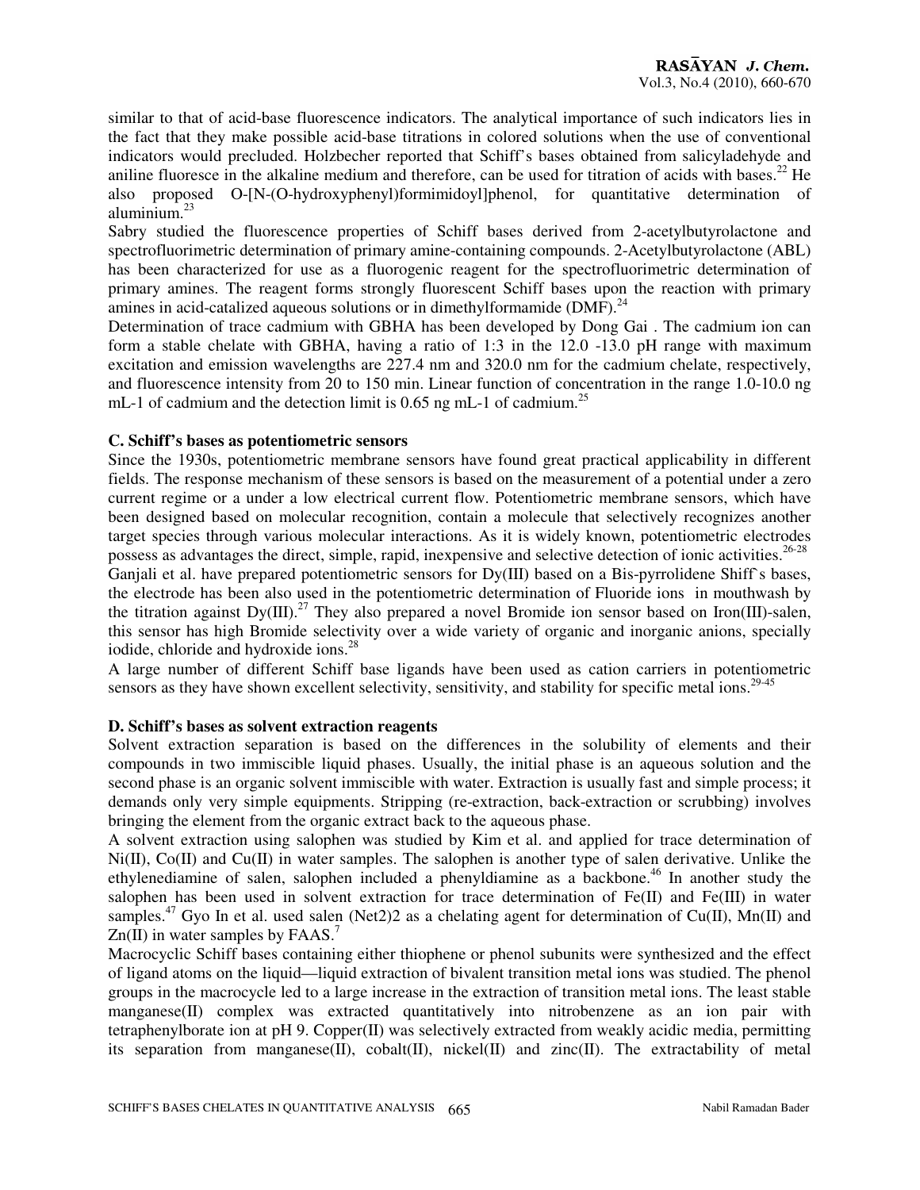similar to that of acid-base fluorescence indicators. The analytical importance of such indicators lies in the fact that they make possible acid-base titrations in colored solutions when the use of conventional indicators would precluded. Holzbecher reported that Schiff's bases obtained from salicyladehyde and aniline fluoresce in the alkaline medium and therefore, can be used for titration of acids with bases.[22] He also proposed O-[N-(O-hydroxyphenyl)formimidoyl]phenol, for quantitative determination of aluminium.[23]

Sabry studied the fluorescence properties of Schiff bases derived from 2-acetylbutyrolactone and spectrofluorimetric determination of primary amine-containing compounds. 2-Acetylbutyrolactone (ABL) has been characterized for use as a fluorogenic reagent for the spectrofluorimetric determination of primary amines. The reagent forms strongly fluorescent Schiff bases upon the reaction with primary amines in acid-catalized aqueous solutions or in dimethylformamide (DMF).[24]

Determination of trace cadmium with GBHA has been developed by Dong Gai . The cadmium ion can form a stable chelate with GBHA, having a ratio of 1:3 in the 12.0 -13.0 pH range with maximum excitation and emission wavelengths are 227.4 nm and 320.0 nm for the cadmium chelate, respectively, and fluorescence intensity from 20 to 150 min. Linear function of concentration in the range 1.0-10.0 ng mL-1 of cadmium and the detection limit is 0.65 ng mL-1 of cadmium.[25]

**C. Schiff's bases as potentiometric sensors**

Since the 1930s, potentiometric membrane sensors have found great practical applicability in different fields. The response mechanism of these sensors is based on the measurement of a potential under a zero current regime or a under a low electrical current flow. Potentiometric membrane sensors, which have been designed based on molecular recognition, contain a molecule that selectively recognizes another target species through various molecular interactions. As it is widely known, potentiometric electrodes possess as advantages the direct, simple, rapid, inexpensive and selective detection of ionic activities.[26-28]

Ganjali et al. have prepared potentiometric sensors for Dy(III) based on a Bis-pyrrolidene Shiff`s bases, the electrode has been also used in the potentiometric determination of Fluoride ions in mouthwash by the titration against Dy(III).[27] They also prepared a novel Bromide ion sensor based on Iron(III)-salen, this sensor has high Bromide selectivity over a wide variety of organic and inorganic anions, specially iodide, chloride and hydroxide ions.[28]

A large number of different Schiff base ligands have been used as cation carriers in potentiometric sensors as they have shown excellent selectivity, sensitivity, and stability for specific metal ions.[29-45]

**D. Schiff's bases as solvent extraction reagents**

Solvent extraction separation is based on the differences in the solubility of elements and their compounds in two immiscible liquid phases. Usually, the initial phase is an aqueous solution and the second phase is an organic solvent immiscible with water. Extraction is usually fast and simple process; it demands only very simple equipments. Stripping (re-extraction, back-extraction or scrubbing) involves bringing the element from the organic extract back to the aqueous phase.

A solvent extraction using salophen was studied by Kim et al. and applied for trace determination of Ni(II), Co(II) and Cu(II) in water samples. The salophen is another type of salen derivative. Unlike the ethylenediamine of salen, salophen included a phenyldiamine as a backbone.[46] In another study the salophen has been used in solvent extraction for trace determination of Fe(II) and Fe(III) in water samples.[47] Gyo In et al. used salen (Net2)2 as a chelating agent for determination of Cu(II), Mn(II) and Zn(II) in water samples by FAAS.[7]

Macrocyclic Schiff bases containing either thiophene or phenol subunits were synthesized and the effect of ligand atoms on the liquid—liquid extraction of bivalent transition metal ions was studied. The phenol groups in the macrocycle led to a large increase in the extraction of transition metal ions. The least stable manganese(II) complex was extracted quantitatively into nitrobenzene as an ion pair with tetraphenylborate ion at pH 9. Copper(II) was selectively extracted from weakly acidic media, permitting its separation from manganese(II), cobalt(II), nickel(II) and zinc(II). The extractability of metal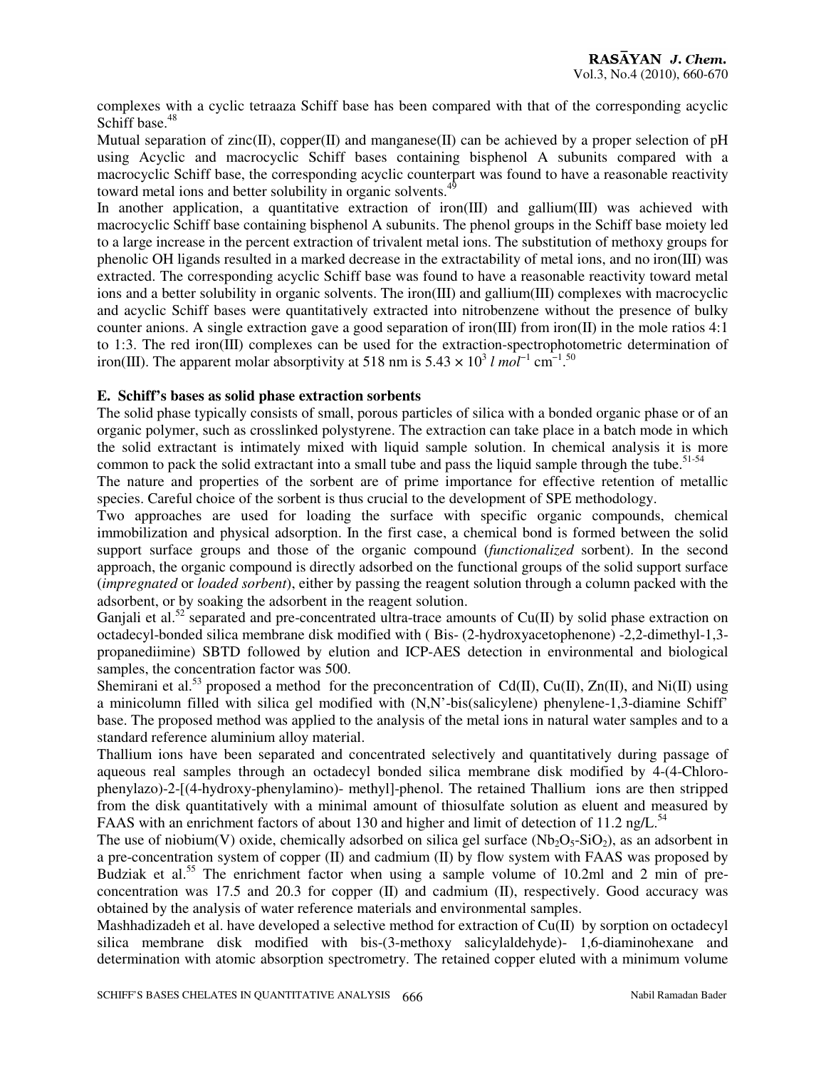complexes with a cyclic tetraaza Schiff base has been compared with that of the corresponding acyclic Schiff base.[48]

Mutual separation of zinc(II), copper(II) and manganese(II) can be achieved by a proper selection of pH using Acyclic and macrocyclic Schiff bases containing bisphenol A subunits compared with a macrocyclic Schiff base, the corresponding acyclic counterpart was found to have a reasonable reactivity toward metal ions and better solubility in organic solvents.[49]

In another application, a quantitative extraction of iron(III) and gallium(III) was achieved with macrocyclic Schiff base containing bisphenol A subunits. The phenol groups in the Schiff base moiety led to a large increase in the percent extraction of trivalent metal ions. The substitution of methoxy groups for phenolic OH ligands resulted in a marked decrease in the extractability of metal ions, and no iron(III) was extracted. The corresponding acyclic Schiff base was found to have a reasonable reactivity toward metal ions and a better solubility in organic solvents. The iron(III) and gallium(III) complexes with macrocyclic and acyclic Schiff bases were quantitatively extracted into nitrobenzene without the presence of bulky counter anions. A single extraction gave a good separation of iron(III) from iron(II) in the mole ratios 4:1 to 1:3. The red iron(III) complexes can be used for the extraction-spectrophotometric determination of iron(III). The apparent molar absorptivity at 518 nm is $5.43 \times 10^3$ $l\ mol^{-1}\ cm^{-1}$.[50]

### E. Schiff's bases as solid phase extraction sorbents

The solid phase typically consists of small, porous particles of silica with a bonded organic phase or of an organic polymer, such as crosslinked polystyrene. The extraction can take place in a batch mode in which the solid extractant is intimately mixed with liquid sample solution. In chemical analysis it is more common to pack the solid extractant into a small tube and pass the liquid sample through the tube.[51-54]

The nature and properties of the sorbent are of prime importance for effective retention of metallic species. Careful choice of the sorbent is thus crucial to the development of SPE methodology.

Two approaches are used for loading the surface with specific organic compounds, chemical immobilization and physical adsorption. In the first case, a chemical bond is formed between the solid support surface groups and those of the organic compound (*functionalized* sorbent). In the second approach, the organic compound is directly adsorbed on the functional groups of the solid support surface (*impregnated* or *loaded sorbent*), either by passing the reagent solution through a column packed with the adsorbent, or by soaking the adsorbent in the reagent solution.

Ganjali et al.[52] separated and pre-concentrated ultra-trace amounts of Cu(II) by solid phase extraction on octadecyl-bonded silica membrane disk modified with ( Bis- (2-hydroxyacetophenone) -2,2-dimethyl-1,3-propanediimine) SBTD followed by elution and ICP-AES detection in environmental and biological samples, the concentration factor was 500.

Shemirani et al.[53] proposed a method for the preconcentration of Cd(II), Cu(II), Zn(II), and Ni(II) using a minicolumn filled with silica gel modified with (N,N'-bis(salicylene) phenylene-1,3-diamine Schiff' base. The proposed method was applied to the analysis of the metal ions in natural water samples and to a standard reference aluminium alloy material.

Thallium ions have been separated and concentrated selectively and quantitatively during passage of aqueous real samples through an octadecyl bonded silica membrane disk modified by 4-(4-Chloro-phenylazo)-2-[(4-hydroxy-phenylamino)- methyl]-phenol. The retained Thallium ions are then stripped from the disk quantitatively with a minimal amount of thiosulfate solution as eluent and measured by FAAS with an enrichment factors of about 130 and higher and limit of detection of 11.2 ng/L.[54]

The use of niobium(V) oxide, chemically adsorbed on silica gel surface ($Nb_2O_5$-$SiO_2$), as an adsorbent in a pre-concentration system of copper (II) and cadmium (II) by flow system with FAAS was proposed by Budziak et al.[55] The enrichment factor when using a sample volume of 10.2ml and 2 min of pre-concentration was 17.5 and 20.3 for copper (II) and cadmium (II), respectively. Good accuracy was obtained by the analysis of water reference materials and environmental samples.

Mashhadizadeh et al. have developed a selective method for extraction of Cu(II) by sorption on octadecyl silica membrane disk modified with bis-(3-methoxy salicylaldehyde)- 1,6-diaminohexane and determination with atomic absorption spectrometry. The retained copper eluted with a minimum volume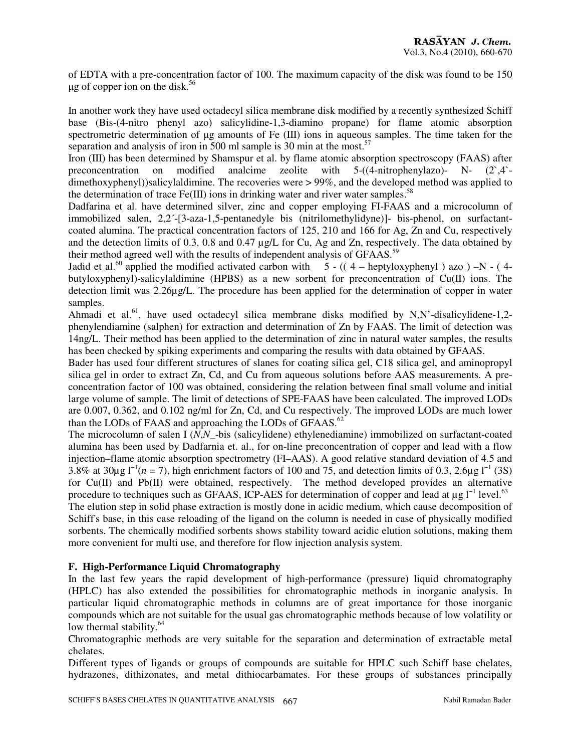of EDTA with a pre-concentration factor of 100. The maximum capacity of the disk was found to be 150 µg of copper ion on the disk.[56]

In another work they have used octadecyl silica membrane disk modified by a recently synthesized Schiff base (Bis-(4-nitro phenyl azo) salicylidine-1,3-diamino propane) for flame atomic absorption spectrometric determination of µg amounts of Fe (III) ions in aqueous samples. The time taken for the separation and analysis of iron in 500 ml sample is 30 min at the most.[57]

Iron (III) has been determined by Shamspur et al. by flame atomic absorption spectroscopy (FAAS) after preconcentration on modified analcime zeolite with 5-((4-nitrophenylazo)- N- (2`,4`-dimethoxyphenyl))salicylaldimine. The recoveries were > 99%, and the developed method was applied to the determination of trace Fe(III) ions in drinking water and river water samples.[58]

Dadfarina et al. have determined silver, zinc and copper employing FI-FAAS and a microcolumn of immobilized salen, 2,2´-[3-aza-1,5-pentanedyle bis (nitrilomethylidyne)]- bis-phenol, on surfactant-coated alumina. The practical concentration factors of 125, 210 and 166 for Ag, Zn and Cu, respectively and the detection limits of 0.3, 0.8 and 0.47 µg/L for Cu, Ag and Zn, respectively. The data obtained by their method agreed well with the results of independent analysis of GFAAS.[59]

Jadid et al.[60] applied the modified activated carbon with 5 - (( 4 – heptyloxyphenyl ) azo ) –N - ( 4-butyloxyphenyl)-salicylaldimine (HPBS) as a new sorbent for preconcentration of Cu(II) ions. The detection limit was 2.26µg/L. The procedure has been applied for the determination of copper in water samples.

Ahmadi et al.[61], have used octadecyl silica membrane disks modified by N,N'-disalicylidene-1,2-phenylendiamine (salphen) for extraction and determination of Zn by FAAS. The limit of detection was 14ng/L. Their method has been applied to the determination of zinc in natural water samples, the results has been checked by spiking experiments and comparing the results with data obtained by GFAAS.

Bader has used four different structures of slanes for coating silica gel, C18 silica gel, and aminopropyl silica gel in order to extract Zn, Cd, and Cu from aqueous solutions before AAS measurements. A pre-concentration factor of 100 was obtained, considering the relation between final small volume and initial large volume of sample. The limit of detections of SPE-FAAS have been calculated. The improved LODs are 0.007, 0.362, and 0.102 ng/ml for Zn, Cd, and Cu respectively. The improved LODs are much lower than the LODs of FAAS and approaching the LODs of GFAAS.[62]

The microcolumn of salen I (*N*,*N*_-bis (salicylidene) ethylenediamine) immobilized on surfactant-coated alumina has been used by Dadfarnia et. al., for on-line preconcentration of copper and lead with a flow injection–flame atomic absorption spectrometry (FI–AAS). A good relative standard deviation of 4.5 and 3.8% at 30µg $l^{-1}$($n$ = 7), high enrichment factors of 100 and 75, and detection limits of 0.3, 2.6µg $l^{-1}$ (3S) for Cu(II) and Pb(II) were obtained, respectively. The method developed provides an alternative procedure to techniques such as GFAAS, ICP-AES for determination of copper and lead at µg $l^{-1}$ level.[63]

The elution step in solid phase extraction is mostly done in acidic medium, which cause decomposition of Schiff's base, in this case reloading of the ligand on the column is needed in case of physically modified sorbents. The chemically modified sorbents shows stability toward acidic elution solutions, making them more convenient for multi use, and therefor for flow injection analysis system.

## F. High-Performance Liquid Chromatography

In the last few years the rapid development of high-performance (pressure) liquid chromatography (HPLC) has also extended the possibilities for chromatographic methods in inorganic analysis. In particular liquid chromatographic methods in columns are of great importance for those inorganic compounds which are not suitable for the usual gas chromatographic methods because of low volatility or low thermal stability.[64]

Chromatographic methods are very suitable for the separation and determination of extractable metal chelates.

Different types of ligands or groups of compounds are suitable for HPLC such Schiff base chelates, hydrazones, dithizonates, and metal dithiocarbamates. For these groups of substances principally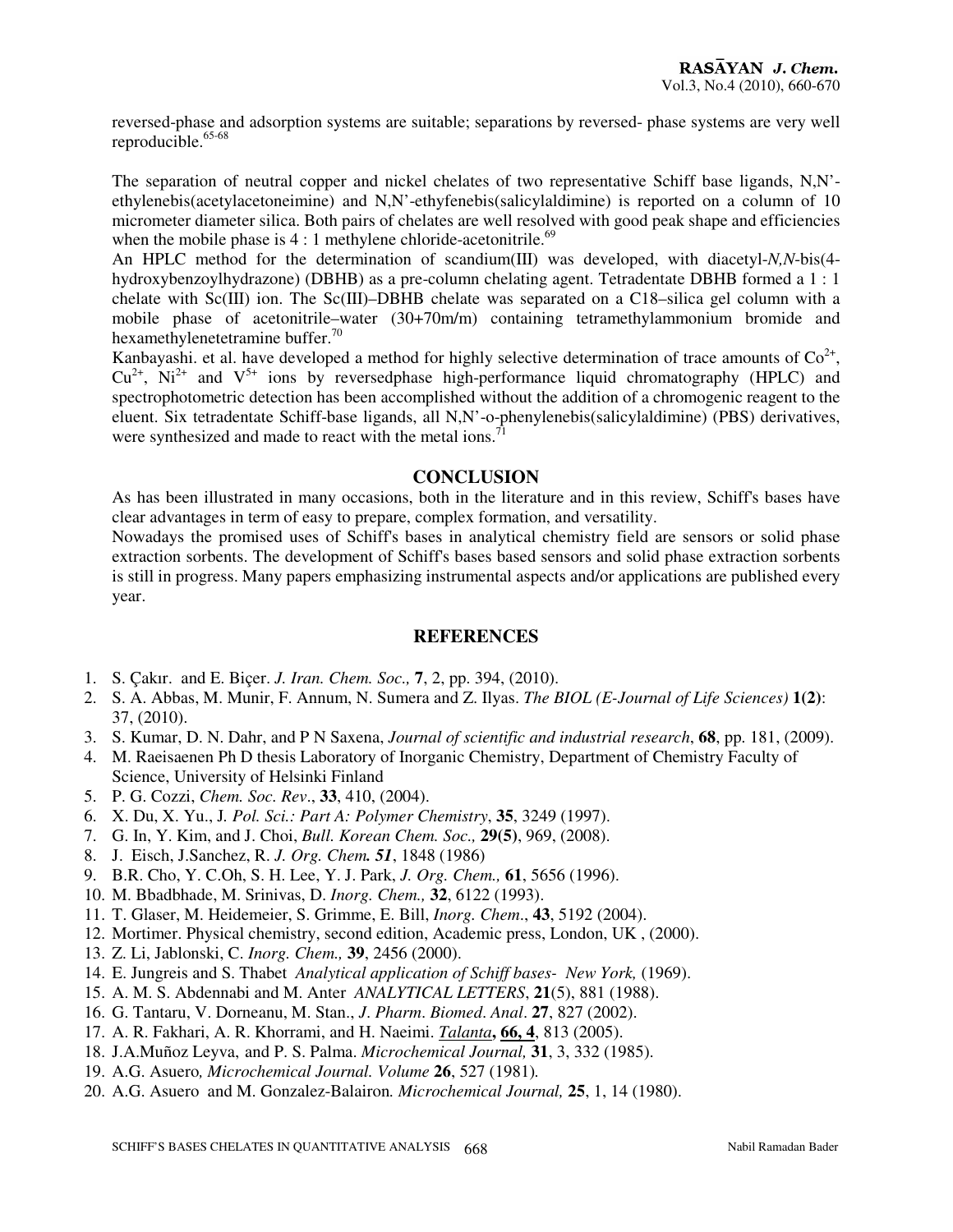reversed-phase and adsorption systems are suitable; separations by reversed- phase systems are very well reproducible.[65-68]

The separation of neutral copper and nickel chelates of two representative Schiff base ligands, N,N'-ethylenebis(acetylacetoneimine) and N,N'-ethyfenebis(salicylaldimine) is reported on a column of 10 micrometer diameter silica. Both pairs of chelates are well resolved with good peak shape and efficiencies when the mobile phase is 4 : 1 methylene chloride-acetonitrile.[69]

An HPLC method for the determination of scandium(III) was developed, with diacetyl-*N,N*-bis(4-hydroxybenzoylhydrazone) (DBHB) as a pre-column chelating agent. Tetradentate DBHB formed a 1 : 1 chelate with Sc(III) ion. The Sc(III)–DBHB chelate was separated on a C18–silica gel column with a mobile phase of acetonitrile–water (30+70m/m) containing tetramethylammonium bromide and hexamethylenetetramine buffer.[70]

Kanbayashi. et al. have developed a method for highly selective determination of trace amounts of $Co^{2+}$, $Cu^{2+}$, $Ni^{2+}$ and $V^{5+}$ ions by reversedphase high-performance liquid chromatography (HPLC) and spectrophotometric detection has been accomplished without the addition of a chromogenic reagent to the eluent. Six tetradentate Schiff-base ligands, all N,N'-o-phenylenebis(salicylaldimine) (PBS) derivatives, were synthesized and made to react with the metal ions.[71]

## CONCLUSION

As has been illustrated in many occasions, both in the literature and in this review, Schiff's bases have clear advantages in term of easy to prepare, complex formation, and versatility.

Nowadays the promised uses of Schiff's bases in analytical chemistry field are sensors or solid phase extraction sorbents. The development of Schiff's bases based sensors and solid phase extraction sorbents is still in progress. Many papers emphasizing instrumental aspects and/or applications are published every year.

## REFERENCES

1. S. Çakır. and E. Biçer. *J. Iran. Chem. Soc.,* **7**, 2, pp. 394, (2010).
2. S. A. Abbas, M. Munir, F. Annum, N. Sumera and Z. Ilyas. *The BIOL (E-Journal of Life Sciences)* **1(2)**: 37, (2010).
3. S. Kumar, D. N. Dahr, and P N Saxena, *Journal of scientific and industrial research*, **68**, pp. 181, (2009).
4. M. Raeisaenen Ph D thesis Laboratory of Inorganic Chemistry, Department of Chemistry Faculty of Science, University of Helsinki Finland
5. P. G. Cozzi, *Chem. Soc. Rev*., **33**, 410, (2004).
6. X. Du, X. Yu., J. *Pol. Sci.: Part A: Polymer Chemistry*, **35**, 3249 (1997).
7. G. In, Y. Kim, and J. Choi, *Bull. Korean Chem. Soc.,* **29(5)**, 969, (2008).
8. J. Eisch, J.Sanchez, R. *J. Org. Chem. **51***, 1848 (1986)
9. B.R. Cho, Y. C.Oh, S. H. Lee, Y. J. Park, *J. Org. Chem.,* **61**, 5656 (1996).
10. M. Bbadbhade, M. Srinivas, D. *Inorg. Chem.,* **32**, 6122 (1993).
11. T. Glaser, M. Heidemeier, S. Grimme, E. Bill, *Inorg. Chem*., **43**, 5192 (2004).
12. Mortimer. Physical chemistry, second edition, Academic press, London, UK , (2000).
13. Z. Li, Jablonski, C. *Inorg. Chem.,* **39**, 2456 (2000).
14. E. Jungreis and S. Thabet *Analytical application of Schiff bases- New York,* (1969).
15. A. M. S. Abdennabi and M. Anter *ANALYTICAL LETTERS*, **21**(5), 881 (1988).
16. G. Tantaru, V. Dorneanu, M. Stan., *J. Pharm. Biomed. Anal*. **27**, 827 (2002).
17. A. R. Fakhari, A. R. Khorrami, and H. Naeimi. *Talanta***, 66, 4**, 813 (2005).
18. J.A.Muñoz Leyva, and P. S. Palma. *Microchemical Journal,* **31**, 3, 332 (1985).
19. A.G. Asuero*, Microchemical Journal. Volume* **26**, 527 (1981)*.*
20. A.G. Asuero and M. Gonzalez-Balairon*. Microchemical Journal,* **25**, 1, 14 (1980).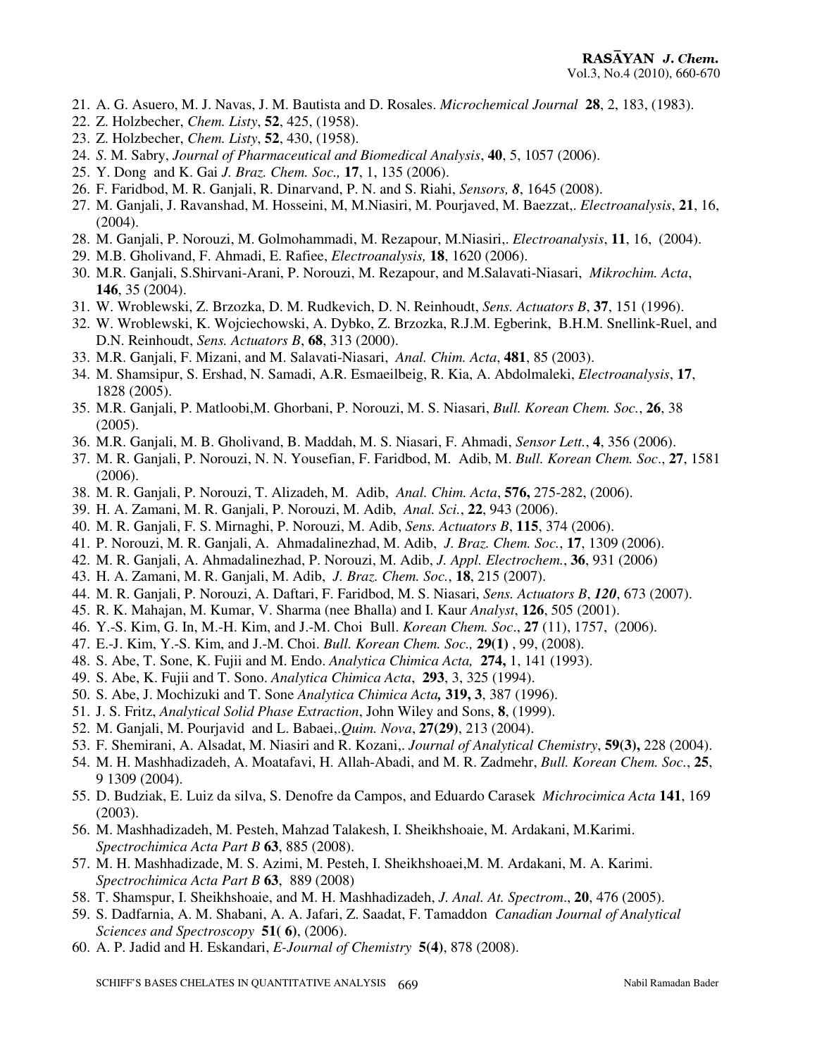21. A. G. Asuero, M. J. Navas, J. M. Bautista and D. Rosales. *Microchemical Journal* **28**, 2, 183, (1983).
22. Z. Holzbecher, *Chem. Listy*, **52**, 425, (1958).
23. Z. Holzbecher, *Chem. Listy*, **52**, 430, (1958).
24. *S*. M. Sabry, *Journal of Pharmaceutical and Biomedical Analysis*, **40**, 5, 1057 (2006).
25. Y. Dong and K. Gai *J. Braz. Chem. Soc.,* **17**, 1, 135 (2006).
26. F. Faridbod, M. R. Ganjali, R. Dinarvand, P. N. and S. Riahi, *Sensors, 8*, 1645 (2008).
27. M. Ganjali, J. Ravanshad, M. Hosseini, M, M.Niasiri, M. Pourjaved, M. Baezzat,. *Electroanalysis*, **21**, 16, (2004).
28. M. Ganjali, P. Norouzi, M. Golmohammadi, M. Rezapour, M.Niasiri,. *Electroanalysis*, **11**, 16, (2004).
29. M.B. Gholivand, F. Ahmadi, E. Rafiee, *Electroanalysis,* **18**, 1620 (2006).
30. M.R. Ganjali, S.Shirvani-Arani, P. Norouzi, M. Rezapour, and M.Salavati-Niasari, *Mikrochim. Acta*, **146**, 35 (2004).
31. W. Wroblewski, Z. Brzozka, D. M. Rudkevich, D. N. Reinhoudt, *Sens. Actuators B*, **37**, 151 (1996).
32. W. Wroblewski, K. Wojciechowski, A. Dybko, Z. Brzozka, R.J.M. Egberink, B.H.M. Snellink-Ruel, and D.N. Reinhoudt, *Sens. Actuators B*, **68**, 313 (2000).
33. M.R. Ganjali, F. Mizani, and M. Salavati-Niasari, *Anal. Chim. Acta*, **481**, 85 (2003).
34. M. Shamsipur, S. Ershad, N. Samadi, A.R. Esmaeilbeig, R. Kia, A. Abdolmaleki, *Electroanalysis*, **17**, 1828 (2005).
35. M.R. Ganjali, P. Matloobi,M. Ghorbani, P. Norouzi, M. S. Niasari, *Bull. Korean Chem. Soc.*, **26**, 38 (2005).
36. M.R. Ganjali, M. B. Gholivand, B. Maddah, M. S. Niasari, F. Ahmadi, *Sensor Lett.*, **4**, 356 (2006).
37. M. R. Ganjali, P. Norouzi, N. N. Yousefian, F. Faridbod, M. Adib, M. *Bull. Korean Chem. Soc*., **27**, 1581 (2006).
38. M. R. Ganjali, P. Norouzi, T. Alizadeh, M. Adib, *Anal. Chim. Acta*, **576,** 275-282, (2006).
39. H. A. Zamani, M. R. Ganjali, P. Norouzi, M. Adib, *Anal. Sci.*, **22**, 943 (2006).
40. M. R. Ganjali, F. S. Mirnaghi, P. Norouzi, M. Adib, *Sens. Actuators B*, **115**, 374 (2006).
41. P. Norouzi, M. R. Ganjali, A. Ahmadalinezhad, M. Adib, *J. Braz. Chem. Soc.*, **17**, 1309 (2006).
42. M. R. Ganjali, A. Ahmadalinezhad, P. Norouzi, M. Adib, *J. Appl. Electrochem.*, **36**, 931 (2006)
43. H. A. Zamani, M. R. Ganjali, M. Adib, *J. Braz. Chem. Soc.*, **18**, 215 (2007).
44. M. R. Ganjali, P. Norouzi, A. Daftari, F. Faridbod, M. S. Niasari, *Sens. Actuators B*, ***120***, 673 (2007).
45. R. K. Mahajan, M. Kumar, V. Sharma (nee Bhalla) and I. Kaur *Analyst*, **126**, 505 (2001).
46. Y.-S. Kim, G. In, M.-H. Kim, and J.-M. Choi Bull. *Korean Chem. Soc*., **27** (11), 1757, (2006).
47. E.-J. Kim, Y.-S. Kim, and J.-M. Choi. *Bull. Korean Chem. Soc.,* **29(1)** , 99, (2008).
48. S. Abe, T. Sone, K. Fujii and M. Endo. *Analytica Chimica Acta,* **274,** 1, 141 (1993).
49. S. Abe, K. Fujii and T. Sono. *Analytica Chimica Acta*, **293**, 3, 325 (1994).
50. S. Abe, J. Mochizuki and T. Sone *Analytica Chimica Acta,* **319, 3**, 387 (1996).
51. J. S. Fritz, *Analytical Solid Phase Extraction*, John Wiley and Sons, **8**, (1999).
52. M. Ganjali, M. Pourjavid and L. Babaei,.*Quim. Nova*, **27(29)**, 213 (2004).
53. F. Shemirani, A. Alsadat, M. Niasiri and R. Kozani,. *Journal of Analytical Chemistry*, **59(3),** 228 (2004).
54. M. H. Mashhadizadeh, A. Moatafavi, H. Allah-Abadi, and M. R. Zadmehr, *Bull. Korean Chem. Soc.*, **25**, 9 1309 (2004).
55. D. Budziak, E. Luiz da silva, S. Denofre da Campos, and Eduardo Carasek *Michrocimica Acta* **141**, 169 (2003).
56. M. Mashhadizadeh, M. Pesteh, Mahzad Talakesh, I. Sheikhshoaie, M. Ardakani, M.Karimi. *Spectrochimica Acta Part B* **63**, 885 (2008).
57. M. H. Mashhadizade, M. S. Azimi, M. Pesteh, I. Sheikhshoaei,M. M. Ardakani, M. A. Karimi. *Spectrochimica Acta Part B* **63**, 889 (2008)
58. T. Shamspur, I. Sheikhshoaie, and M. H. Mashhadizadeh, *J. Anal. At. Spectrom*., **20**, 476 (2005).
59. S. Dadfarnia, A. M. Shabani, A. A. Jafari, Z. Saadat, F. Tamaddon *Canadian Journal of Analytical Sciences and Spectroscopy* **51( 6)**, (2006).
60. A. P. Jadid and H. Eskandari, *E-Journal of Chemistry* **5(4)**, 878 (2008).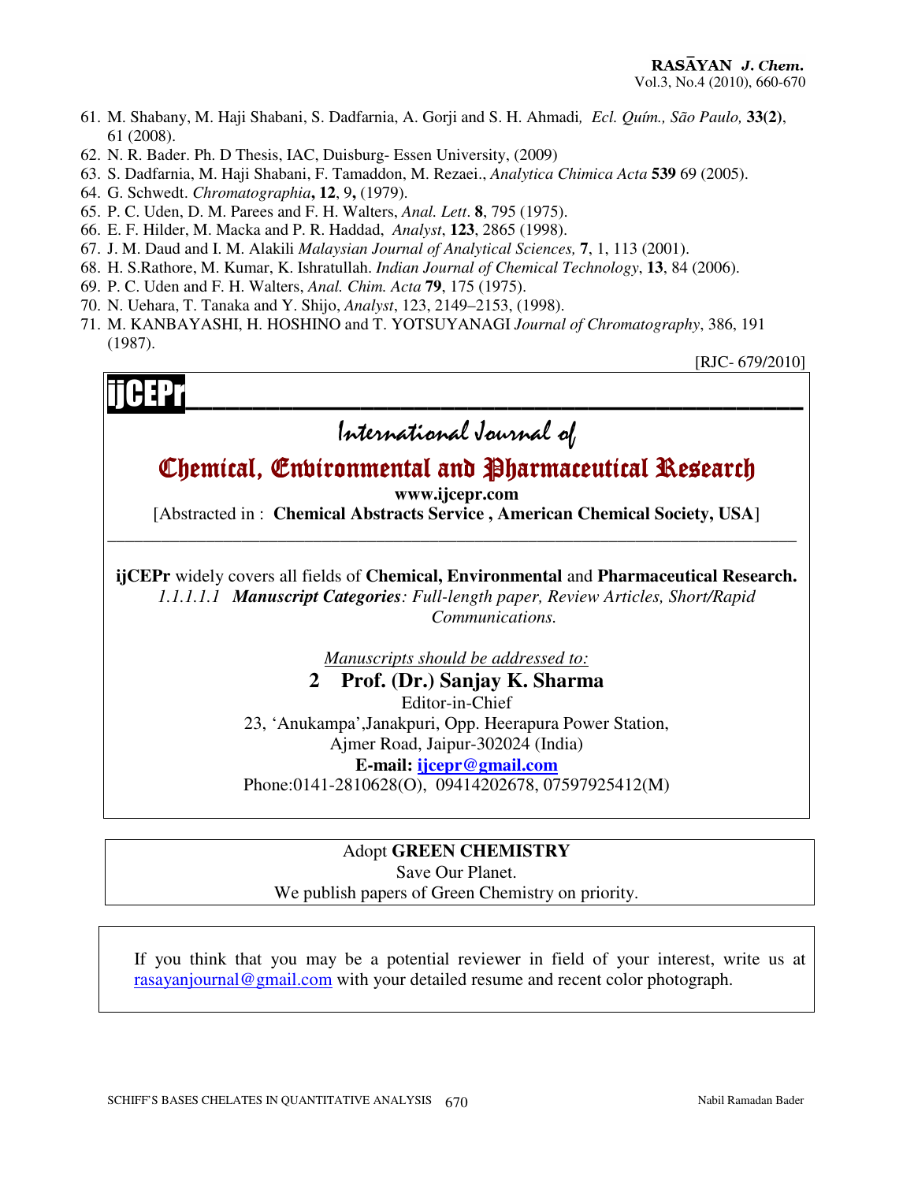61. M. Shabany, M. Haji Shabani, S. Dadfarnia, A. Gorji and S. H. Ahmadi*, Ecl. Quím., São Paulo,* **33(2)**, 61 (2008).
62. N. R. Bader. Ph. D Thesis, IAC, Duisburg- Essen University, (2009)
63. S. Dadfarnia, M. Haji Shabani, F. Tamaddon, M. Rezaei., *Analytica Chimica Acta* **539** 69 (2005).
64. G. Schwedt. *Chromatographia***, 12**, 9**,** (1979).
65. P. C. Uden, D. M. Parees and F. H. Walters, *Anal. Lett*. **8**, 795 (1975).
66. E. F. Hilder, M. Macka and P. R. Haddad, *Analyst*, **123**, 2865 (1998).
67. J. M. Daud and I. M. Alakili *Malaysian Journal of Analytical Sciences,* **7**, 1, 113 (2001).
68. H. S.Rathore, M. Kumar, K. Ishratullah. *Indian Journal of Chemical Technology*, **13**, 84 (2006).
69. P. C. Uden and F. H. Walters, *Anal. Chim. Acta* **79**, 175 (1975).
70. N. Uehara, T. Tanaka and Y. Shijo, *Analyst*, 123, 2149–2153, (1998).
71. M. KANBAYASHI, H. HOSHINO and T. YOTSUYANAGI *Journal of Chromatography*, 386, 191 (1987).

[RJC- 679/2010]

---

**ijCEPr**

*International Journal of*

## Chemical, Environmental and Pharmaceutical Research

**www.ijcepr.com**

[Abstracted in : **Chemical Abstracts Service , American Chemical Society, USA**]

**ijCEPr** widely covers all fields of **Chemical, Environmental** and **Pharmaceutical Research.**

*1.1.1.1.1* ***Manuscript Categories****: Full-length paper, Review Articles, Short/Rapid Communications.*

Manuscripts should be addressed to:

**2 Prof. (Dr.) Sanjay K. Sharma**

Editor-in-Chief

23, 'Anukampa',Janakpuri, Opp. Heerapura Power Station,

Ajmer Road, Jaipur-302024 (India)

**E-mail: ijcepr@gmail.com**

Phone:0141-2810628(O), 09414202678, 07597925412(M)

---

Adopt **GREEN CHEMISTRY**

Save Our Planet.

We publish papers of Green Chemistry on priority.

---

If you think that you may be a potential reviewer in field of your interest, write us at rasayanjournal@gmail.com with your detailed resume and recent color photograph.